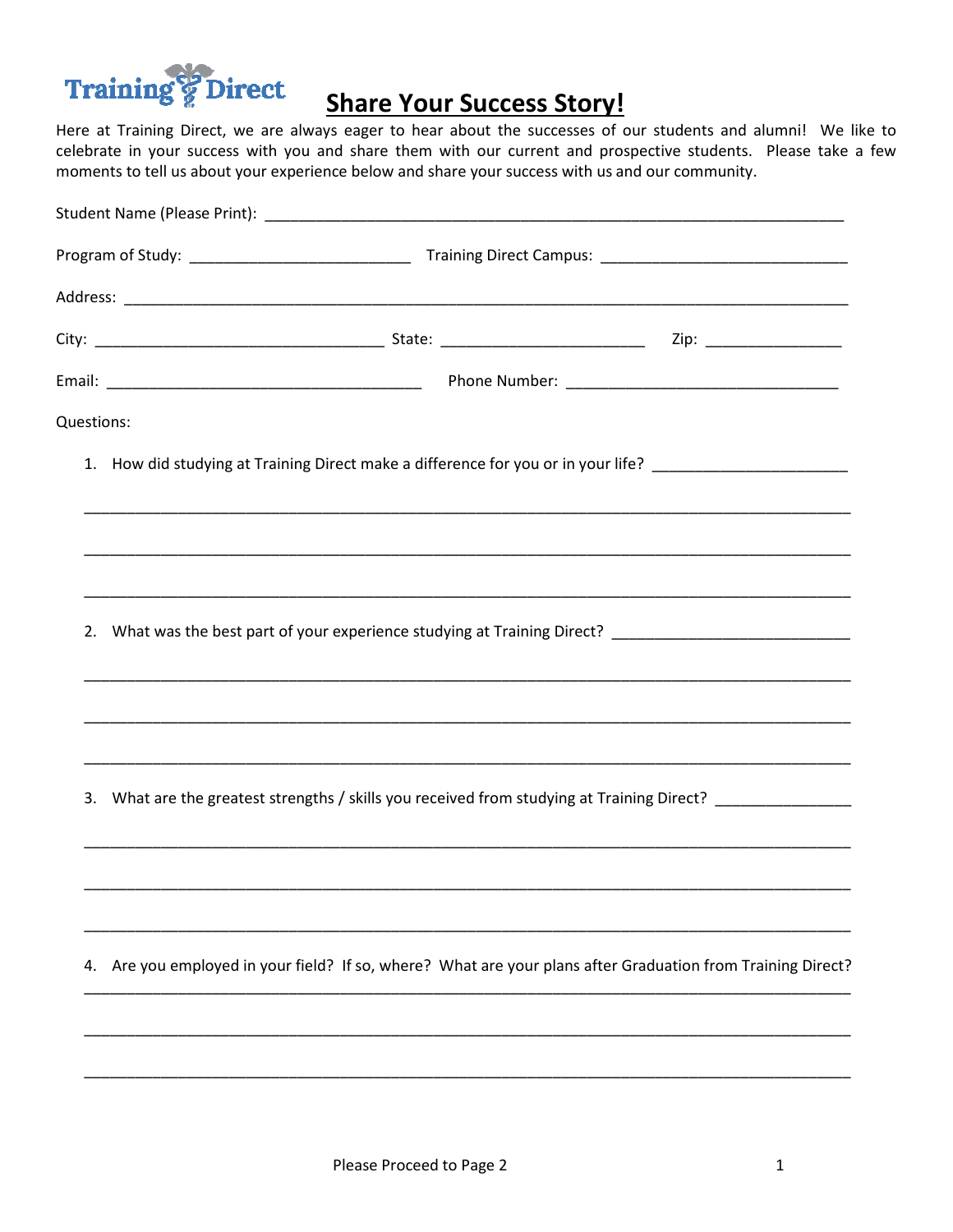Training Direct

# Share Your Success Story!

Here at Training Direct, we are always eager to hear about the successes of our students and alumni! We like to celebrate in your success with you and share them with our current and prospective students. Please take a few moments to tell us about your experience below and share your success with us and our community.

Student Name (Please Print): ______________________________________________________________________

Program of Study: _________________________ Training Direct Campus: ____________________________

Address: ______________________________________________________________________________

City: ________________________________ State: _______________________ Zip: _______________

Email: ___________________________________ Phone Number: _______________________________

Questions:

1. How did studying at Training Direct make a difference for you or in your life? _______________________

_____________________________________________________________________________________

_____________________________________________________________________________________

_____________________________________________________________________________________

2. What was the best part of your experience studying at Training Direct? ___________________________

_____________________________________________________________________________________

_____________________________________________________________________________________

_____________________________________________________________________________________

3. What are the greatest strengths / skills you received from studying at Training Direct? _______________

_____________________________________________________________________________________

_____________________________________________________________________________________

_____________________________________________________________________________________

4. Are you employed in your field? If so, where? What are your plans after Graduation from Training Direct?

_____________________________________________________________________________________

_____________________________________________________________________________________

_____________________________________________________________________________________

Please Proceed to Page 2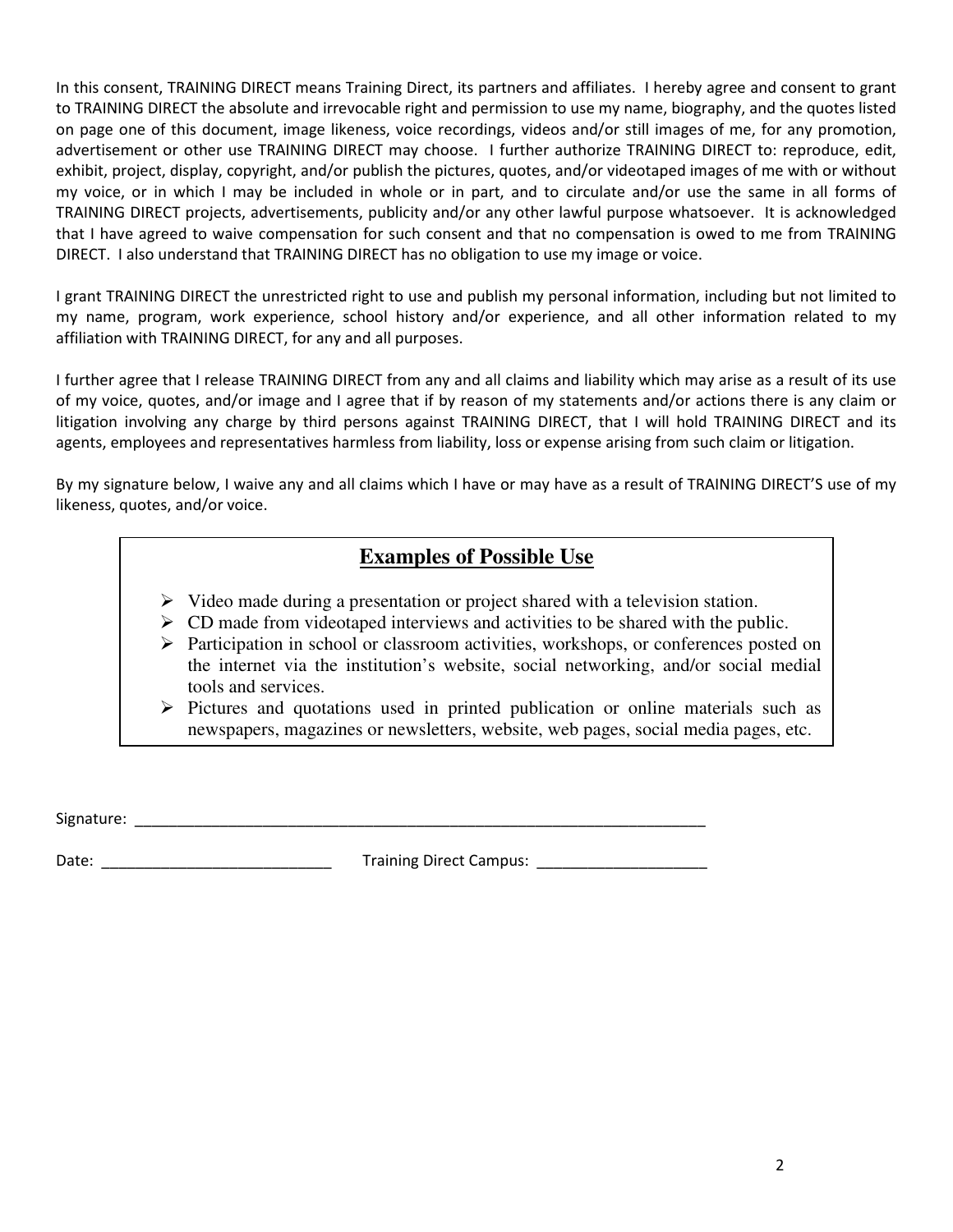In this consent, TRAINING DIRECT means Training Direct, its partners and affiliates. I hereby agree and consent to grant to TRAINING DIRECT the absolute and irrevocable right and permission to use my name, biography, and the quotes listed on page one of this document, image likeness, voice recordings, videos and/or still images of me, for any promotion, advertisement or other use TRAINING DIRECT may choose. I further authorize TRAINING DIRECT to: reproduce, edit, exhibit, project, display, copyright, and/or publish the pictures, quotes, and/or videotaped images of me with or without my voice, or in which I may be included in whole or in part, and to circulate and/or use the same in all forms of TRAINING DIRECT projects, advertisements, publicity and/or any other lawful purpose whatsoever. It is acknowledged that I have agreed to waive compensation for such consent and that no compensation is owed to me from TRAINING DIRECT. I also understand that TRAINING DIRECT has no obligation to use my image or voice.

I grant TRAINING DIRECT the unrestricted right to use and publish my personal information, including but not limited to my name, program, work experience, school history and/or experience, and all other information related to my affiliation with TRAINING DIRECT, for any and all purposes.

I further agree that I release TRAINING DIRECT from any and all claims and liability which may arise as a result of its use of my voice, quotes, and/or image and I agree that if by reason of my statements and/or actions there is any claim or litigation involving any charge by third persons against TRAINING DIRECT, that I will hold TRAINING DIRECT and its agents, employees and representatives harmless from liability, loss or expense arising from such claim or litigation.

By my signature below, I waive any and all claims which I have or may have as a result of TRAINING DIRECT'S use of my likeness, quotes, and/or voice.

## Examples of Possible Use

- Video made during a presentation or project shared with a television station.
- CD made from videotaped interviews and activities to be shared with the public.
- Participation in school or classroom activities, workshops, or conferences posted on the internet via the institution's website, social networking, and/or social medial tools and services.
- Pictures and quotations used in printed publication or online materials such as newspapers, magazines or newsletters, website, web pages, social media pages, etc.

Signature: ______________________________________________________________________

Date: ___________________________ Training Direct Campus: ____________________